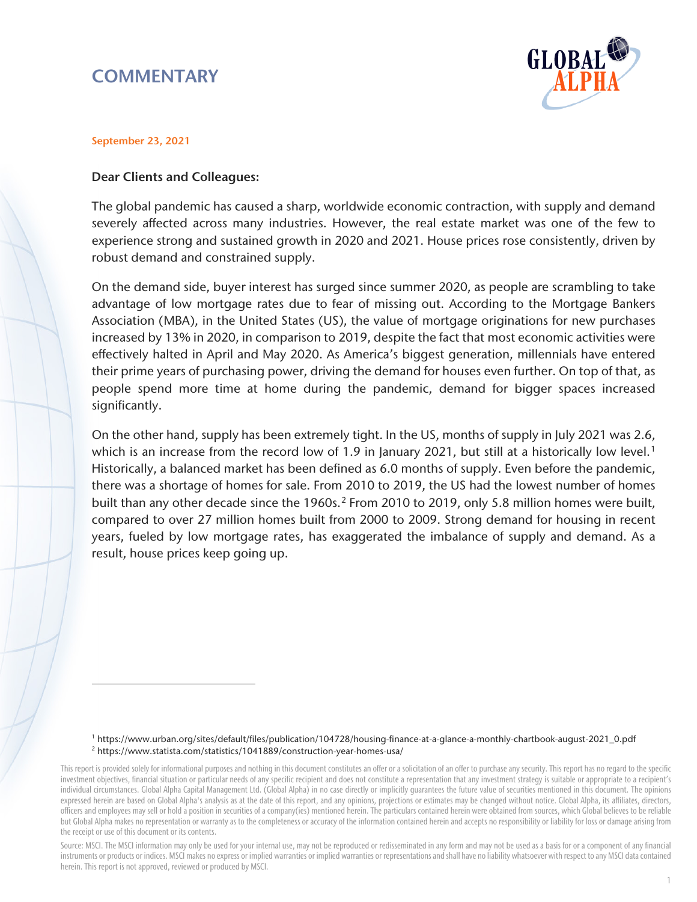# COMMENTARY

September 23, 2021

**Dear Clients and Colleagues:**

The global pandemic has caused a sharp, worldwide economic contraction, with supply and demand severely affected across many industries. However, the real estate market was one of the few to experience strong and sustained growth in 2020 and 2021. House prices rose consistently, driven by robust demand and constrained supply.

On the demand side, buyer interest has surged since summer 2020, as people are scrambling to take advantage of low mortgage rates due to fear of missing out. According to the Mortgage Bankers Association (MBA), in the United States (US), the value of mortgage originations for new purchases increased by 13% in 2020, in comparison to 2019, despite the fact that most economic activities were effectively halted in April and May 2020. As America's biggest generation, millennials have entered their prime years of purchasing power, driving the demand for houses even further. On top of that, as people spend more time at home during the pandemic, demand for bigger spaces increased significantly.

On the other hand, supply has been extremely tight. In the US, months of supply in July 2021 was 2.6, which is an increase from the record low of 1.9 in January 2021, but still at a historically low level.[1] Historically, a balanced market has been defined as 6.0 months of supply. Even before the pandemic, there was a shortage of homes for sale. From 2010 to 2019, the US had the lowest number of homes built than any other decade since the 1960s.[2] From 2010 to 2019, only 5.8 million homes were built, compared to over 27 million homes built from 2000 to 2009. Strong demand for housing in recent years, fueled by low mortgage rates, has exaggerated the imbalance of supply and demand. As a result, house prices keep going up.

---

[1] https://www.urban.org/sites/default/files/publication/104728/housing-finance-at-a-glance-a-monthly-chartbook-august-2021_0.pdf

[2] https://www.statista.com/statistics/1041889/construction-year-homes-usa/

This report is provided solely for informational purposes and nothing in this document constitutes an offer or a solicitation of an offer to purchase any security. This report has no regard to the specific investment objectives, financial situation or particular needs of any specific recipient and does not constitute a representation that any investment strategy is suitable or appropriate to a recipient's individual circumstances. Global Alpha Capital Management Ltd. (Global Alpha) in no case directly or implicitly guarantees the future value of securities mentioned in this document. The opinions expressed herein are based on Global Alpha's analysis as at the date of this report, and any opinions, projections or estimates may be changed without notice. Global Alpha, its affiliates, directors, officers and employees may sell or hold a position in securities of a company(ies) mentioned herein. The particulars contained herein were obtained from sources, which Global believes to be reliable but Global Alpha makes no representation or warranty as to the completeness or accuracy of the information contained herein and accepts no responsibility or liability for loss or damage arising from the receipt or use of this document or its contents.

Source: MSCI. The MSCI information may only be used for your internal use, may not be reproduced or redisseminated in any form and may not be used as a basis for or a component of any financial instruments or products or indices. MSCI makes no express or implied warranties or implied warranties or representations and shall have no liability whatsoever with respect to any MSCI data contained herein. This report is not approved, reviewed or produced by MSCI.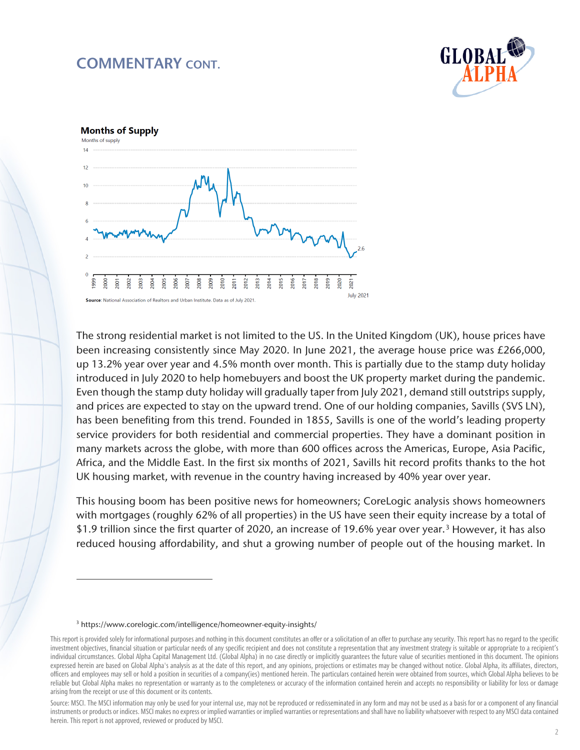## COMMENTARY CONT.

**Months of Supply**

Months of supply

**Source**: National Association of Realtors and Urban Institute. Data as of July 2021.

The strong residential market is not limited to the US. In the United Kingdom (UK), house prices have been increasing consistently since May 2020. In June 2021, the average house price was £266,000, up 13.2% year over year and 4.5% month over month. This is partially due to the stamp duty holiday introduced in July 2020 to help homebuyers and boost the UK property market during the pandemic. Even though the stamp duty holiday will gradually taper from July 2021, demand still outstrips supply, and prices are expected to stay on the upward trend. One of our holding companies, Savills (SVS LN), has been benefiting from this trend. Founded in 1855, Savills is one of the world's leading property service providers for both residential and commercial properties. They have a dominant position in many markets across the globe, with more than 600 offices across the Americas, Europe, Asia Pacific, Africa, and the Middle East. In the first six months of 2021, Savills hit record profits thanks to the hot UK housing market, with revenue in the country having increased by 40% year over year.

This housing boom has been positive news for homeowners; CoreLogic analysis shows homeowners with mortgages (roughly 62% of all properties) in the US have seen their equity increase by a total of $1.9 trillion since the first quarter of 2020, an increase of 19.6% year over year.[3] However, it has also reduced housing affordability, and shut a growing number of people out of the housing market. In

[3] https://www.corelogic.com/intelligence/homeowner-equity-insights/

This report is provided solely for informational purposes and nothing in this document constitutes an offer or a solicitation of an offer to purchase any security. This report has no regard to the specific investment objectives, financial situation or particular needs of any specific recipient and does not constitute a representation that any investment strategy is suitable or appropriate to a recipient's individual circumstances. Global Alpha Capital Management Ltd. (Global Alpha) in no case directly or implicitly guarantees the future value of securities mentioned in this document. The opinions expressed herein are based on Global Alpha's analysis as at the date of this report, and any opinions, projections or estimates may be changed without notice. Global Alpha, its affiliates, directors, officers and employees may sell or hold a position in securities of a company(ies) mentioned herein. The particulars contained herein were obtained from sources, which Global Alpha believes to be reliable but Global Alpha makes no representation or warranty as to the completeness or accuracy of the information contained herein and accepts no responsibility or liability for loss or damage arising from the receipt or use of this document or its contents.

Source: MSCI. The MSCI information may only be used for your internal use, may not be reproduced or redisseminated in any form and may not be used as a basis for or a component of any financial instruments or products or indices. MSCI makes no express or implied warranties or implied warranties or representations and shall have no liability whatsoever with respect to any MSCI data contained herein. This report is not approved, reviewed or produced by MSCI.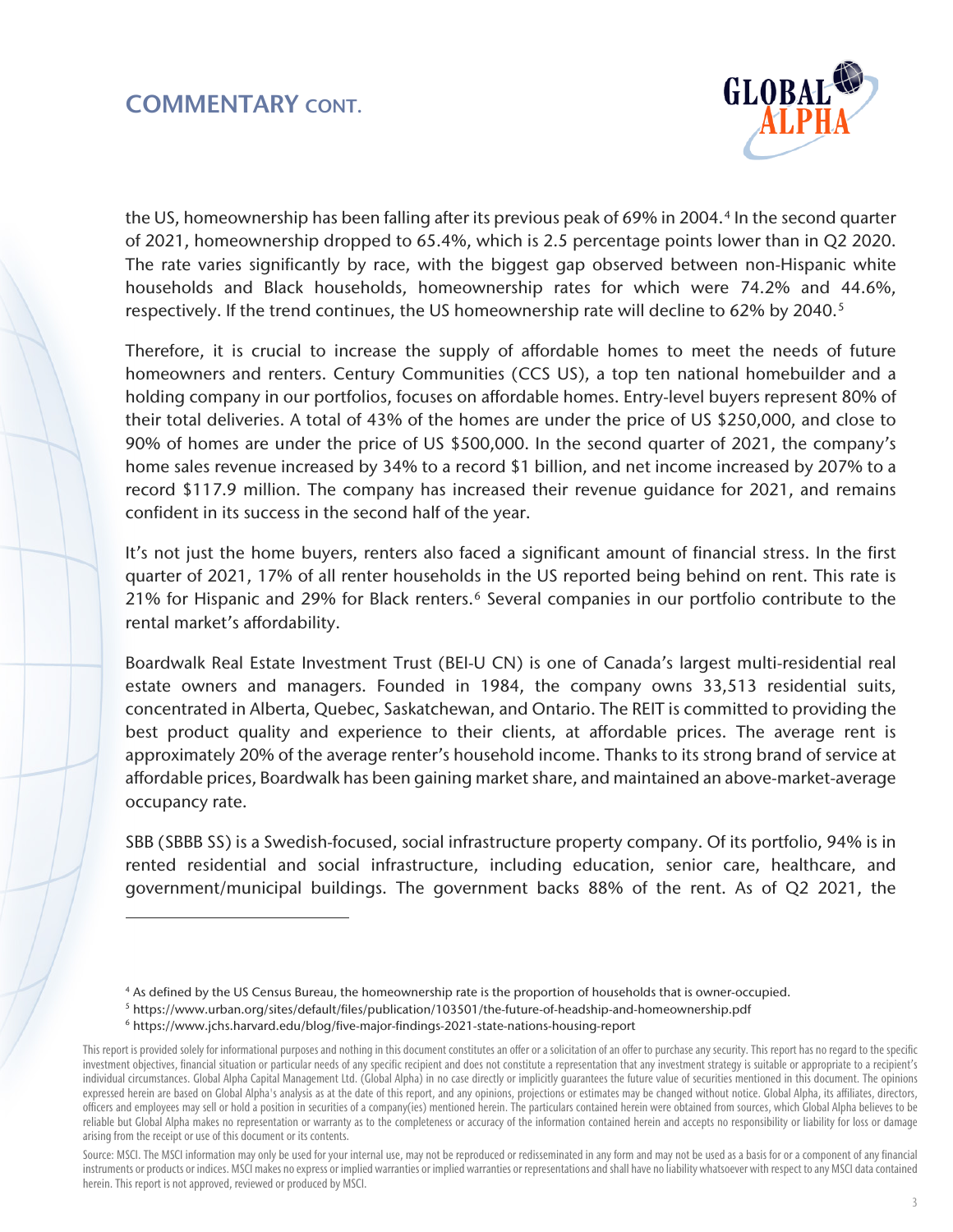## COMMENTARY CONT.

the US, homeownership has been falling after its previous peak of 69% in 2004.[4] In the second quarter of 2021, homeownership dropped to 65.4%, which is 2.5 percentage points lower than in Q2 2020. The rate varies significantly by race, with the biggest gap observed between non-Hispanic white households and Black households, homeownership rates for which were 74.2% and 44.6%, respectively. If the trend continues, the US homeownership rate will decline to 62% by 2040.[5]

Therefore, it is crucial to increase the supply of affordable homes to meet the needs of future homeowners and renters. Century Communities (CCS US), a top ten national homebuilder and a holding company in our portfolios, focuses on affordable homes. Entry-level buyers represent 80% of their total deliveries. A total of 43% of the homes are under the price of US $250,000, and close to 90% of homes are under the price of US $500,000. In the second quarter of 2021, the company's home sales revenue increased by 34% to a record $1 billion, and net income increased by 207% to a record $117.9 million. The company has increased their revenue guidance for 2021, and remains confident in its success in the second half of the year.

It's not just the home buyers, renters also faced a significant amount of financial stress. In the first quarter of 2021, 17% of all renter households in the US reported being behind on rent. This rate is 21% for Hispanic and 29% for Black renters.[6] Several companies in our portfolio contribute to the rental market's affordability.

Boardwalk Real Estate Investment Trust (BEI-U CN) is one of Canada's largest multi-residential real estate owners and managers. Founded in 1984, the company owns 33,513 residential suits, concentrated in Alberta, Quebec, Saskatchewan, and Ontario. The REIT is committed to providing the best product quality and experience to their clients, at affordable prices. The average rent is approximately 20% of the average renter's household income. Thanks to its strong brand of service at affordable prices, Boardwalk has been gaining market share, and maintained an above-market-average occupancy rate.

SBB (SBBB SS) is a Swedish-focused, social infrastructure property company. Of its portfolio, 94% is in rented residential and social infrastructure, including education, senior care, healthcare, and government/municipal buildings. The government backs 88% of the rent. As of Q2 2021, the

---

[4] As defined by the US Census Bureau, the homeownership rate is the proportion of households that is owner-occupied.

[5] https://www.urban.org/sites/default/files/publication/103501/the-future-of-headship-and-homeownership.pdf

[6] https://www.jchs.harvard.edu/blog/five-major-findings-2021-state-nations-housing-report

This report is provided solely for informational purposes and nothing in this document constitutes an offer or a solicitation of an offer to purchase any security. This report has no regard to the specific investment objectives, financial situation or particular needs of any specific recipient and does not constitute a representation that any investment strategy is suitable or appropriate to a recipient's individual circumstances. Global Alpha Capital Management Ltd. (Global Alpha) in no case directly or implicitly guarantees the future value of securities mentioned in this document. The opinions expressed herein are based on Global Alpha's analysis as at the date of this report, and any opinions, projections or estimates may be changed without notice. Global Alpha, its affiliates, directors, officers and employees may sell or hold a position in securities of a company(ies) mentioned herein. The particulars contained herein were obtained from sources, which Global Alpha believes to be reliable but Global Alpha makes no representation or warranty as to the completeness or accuracy of the information contained herein and accepts no responsibility or liability for loss or damage arising from the receipt or use of this document or its contents.

Source: MSCI. The MSCI information may only be used for your internal use, may not be reproduced or redisseminated in any form and may not be used as a basis for or a component of any financial instruments or products or indices. MSCI makes no express or implied warranties or implied warranties or representations and shall have no liability whatsoever with respect to any MSCI data contained herein. This report is not approved, reviewed or produced by MSCI.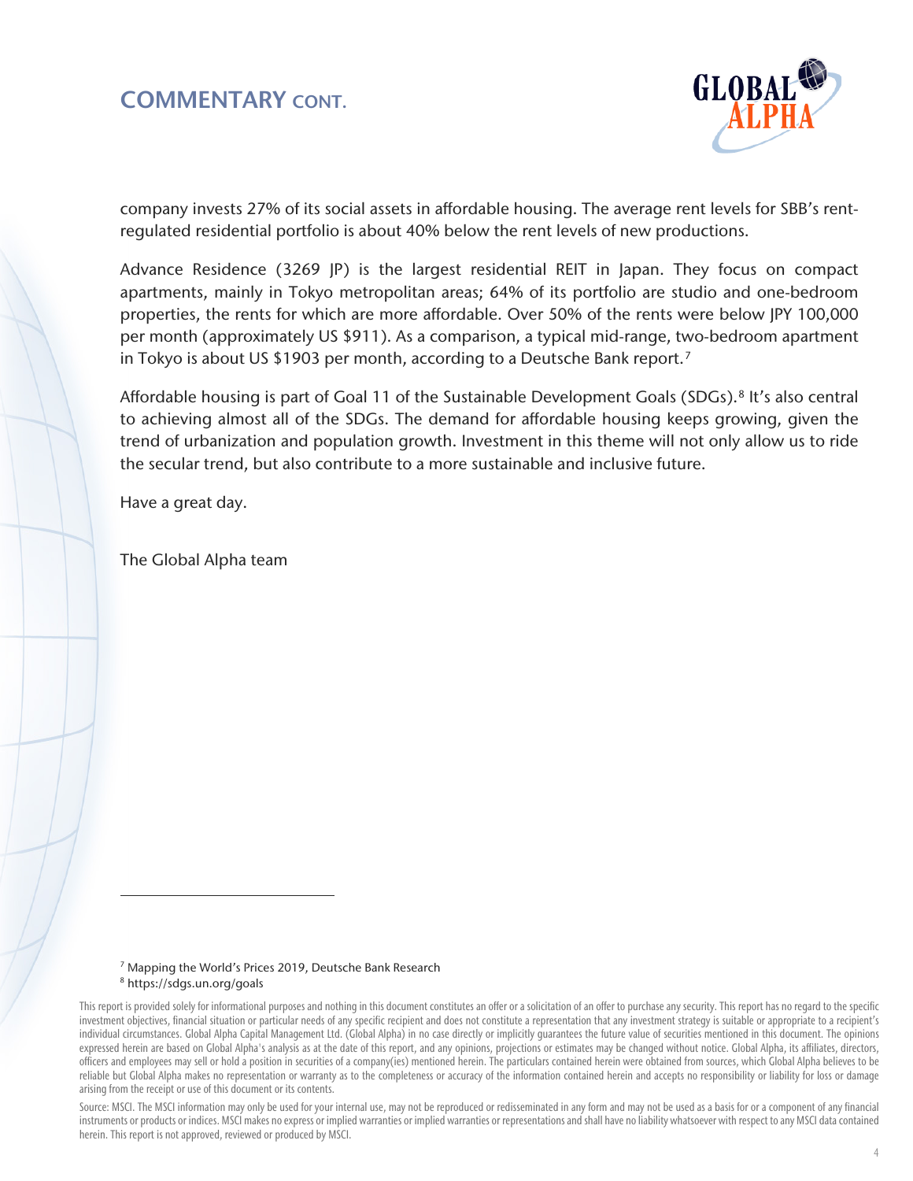# COMMENTARY CONT.

company invests 27% of its social assets in affordable housing. The average rent levels for SBB's rent-regulated residential portfolio is about 40% below the rent levels of new productions.

Advance Residence (3269 JP) is the largest residential REIT in Japan. They focus on compact apartments, mainly in Tokyo metropolitan areas; 64% of its portfolio are studio and one-bedroom properties, the rents for which are more affordable. Over 50% of the rents were below JPY 100,000 per month (approximately US $911). As a comparison, a typical mid-range, two-bedroom apartment in Tokyo is about US $1903 per month, according to a Deutsche Bank report.[7]

Affordable housing is part of Goal 11 of the Sustainable Development Goals (SDGs).[8] It's also central to achieving almost all of the SDGs. The demand for affordable housing keeps growing, given the trend of urbanization and population growth. Investment in this theme will not only allow us to ride the secular trend, but also contribute to a more sustainable and inclusive future.

Have a great day.

The Global Alpha team

---

[7] Mapping the World's Prices 2019, Deutsche Bank Research

[8] https://sdgs.un.org/goals

This report is provided solely for informational purposes and nothing in this document constitutes an offer or a solicitation of an offer to purchase any security. This report has no regard to the specific investment objectives, financial situation or particular needs of any specific recipient and does not constitute a representation that any investment strategy is suitable or appropriate to a recipient's individual circumstances. Global Alpha Capital Management Ltd. (Global Alpha) in no case directly or implicitly guarantees the future value of securities mentioned in this document. The opinions expressed herein are based on Global Alpha's analysis as at the date of this report, and any opinions, projections or estimates may be changed without notice. Global Alpha, its affiliates, directors, officers and employees may sell or hold a position in securities of a company(ies) mentioned herein. The particulars contained herein were obtained from sources, which Global Alpha believes to be reliable but Global Alpha makes no representation or warranty as to the completeness or accuracy of the information contained herein and accepts no responsibility or liability for loss or damage arising from the receipt or use of this document or its contents.

Source: MSCI. The MSCI information may only be used for your internal use, may not be reproduced or redisseminated in any form and may not be used as a basis for or a component of any financial instruments or products or indices. MSCI makes no express or implied warranties or implied warranties or representations and shall have no liability whatsoever with respect to any MSCI data contained herein. This report is not approved, reviewed or produced by MSCI.